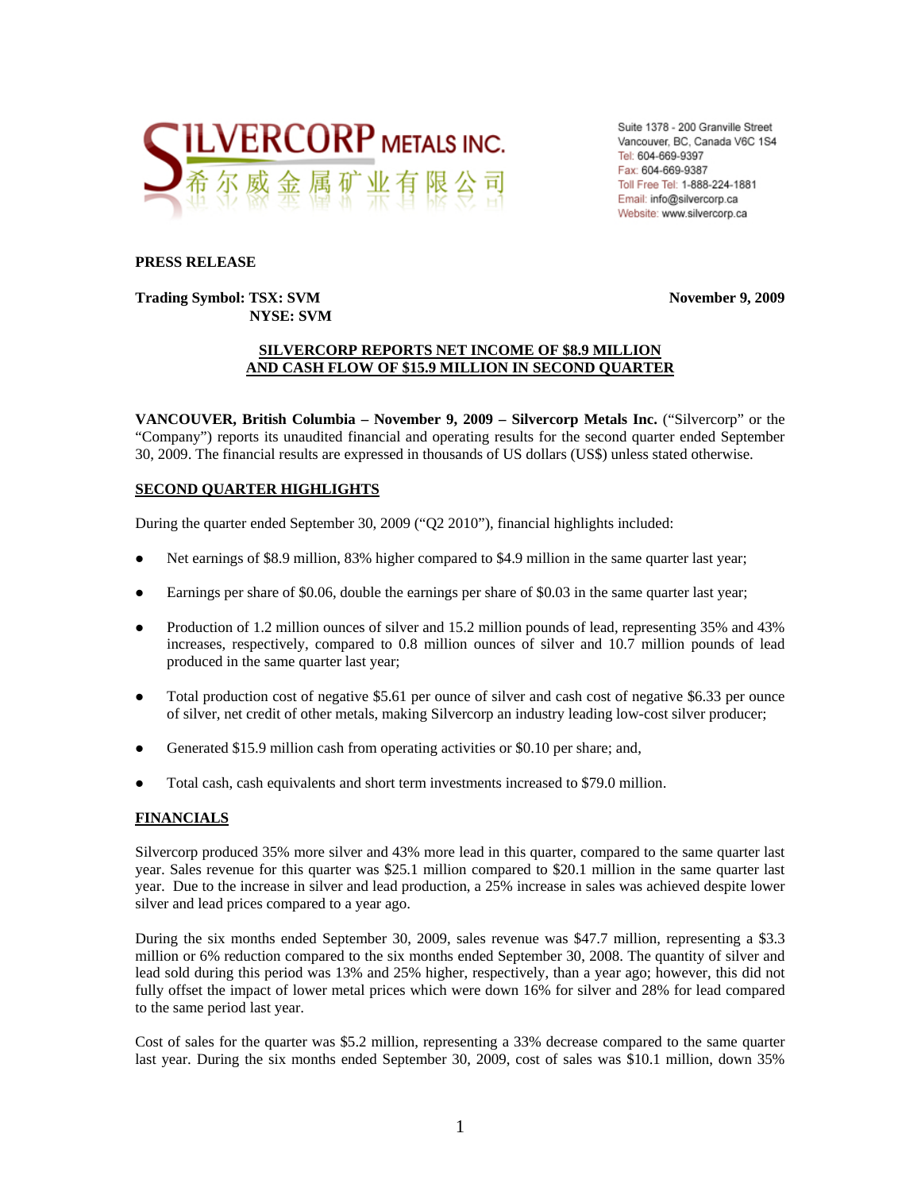SILVERCORP METALS INC.
希尔威金属矿业有限公司

Suite 1378 - 200 Granville Street
Vancouver, BC, Canada V6C 1S4
Tel: 604-669-9397
Fax: 604-669-9387
Toll Free Tel: 1-888-224-1881
Email: info@silvercorp.ca
Website: www.silvercorp.ca

**PRESS RELEASE**

**Trading Symbol: TSX: SVM**
**NYSE: SVM**

**November 9, 2009**

## SILVERCORP REPORTS NET INCOME OF $8.9 MILLION AND CASH FLOW OF $15.9 MILLION IN SECOND QUARTER

**VANCOUVER, British Columbia – November 9, 2009 – Silvercorp Metals Inc.** ("Silvercorp" or the "Company") reports its unaudited financial and operating results for the second quarter ended September 30, 2009. The financial results are expressed in thousands of US dollars (US$) unless stated otherwise.

### SECOND QUARTER HIGHLIGHTS

During the quarter ended September 30, 2009 ("Q2 2010"), financial highlights included:

- Net earnings of $8.9 million, 83% higher compared to $4.9 million in the same quarter last year;
- Earnings per share of $0.06, double the earnings per share of $0.03 in the same quarter last year;
- Production of 1.2 million ounces of silver and 15.2 million pounds of lead, representing 35% and 43% increases, respectively, compared to 0.8 million ounces of silver and 10.7 million pounds of lead produced in the same quarter last year;
- Total production cost of negative $5.61 per ounce of silver and cash cost of negative $6.33 per ounce of silver, net credit of other metals, making Silvercorp an industry leading low-cost silver producer;
- Generated $15.9 million cash from operating activities or $0.10 per share; and,
- Total cash, cash equivalents and short term investments increased to $79.0 million.

### FINANCIALS

Silvercorp produced 35% more silver and 43% more lead in this quarter, compared to the same quarter last year. Sales revenue for this quarter was $25.1 million compared to $20.1 million in the same quarter last year. Due to the increase in silver and lead production, a 25% increase in sales was achieved despite lower silver and lead prices compared to a year ago.

During the six months ended September 30, 2009, sales revenue was $47.7 million, representing a $3.3 million or 6% reduction compared to the six months ended September 30, 2008. The quantity of silver and lead sold during this period was 13% and 25% higher, respectively, than a year ago; however, this did not fully offset the impact of lower metal prices which were down 16% for silver and 28% for lead compared to the same period last year.

Cost of sales for the quarter was $5.2 million, representing a 33% decrease compared to the same quarter last year. During the six months ended September 30, 2009, cost of sales was $10.1 million, down 35%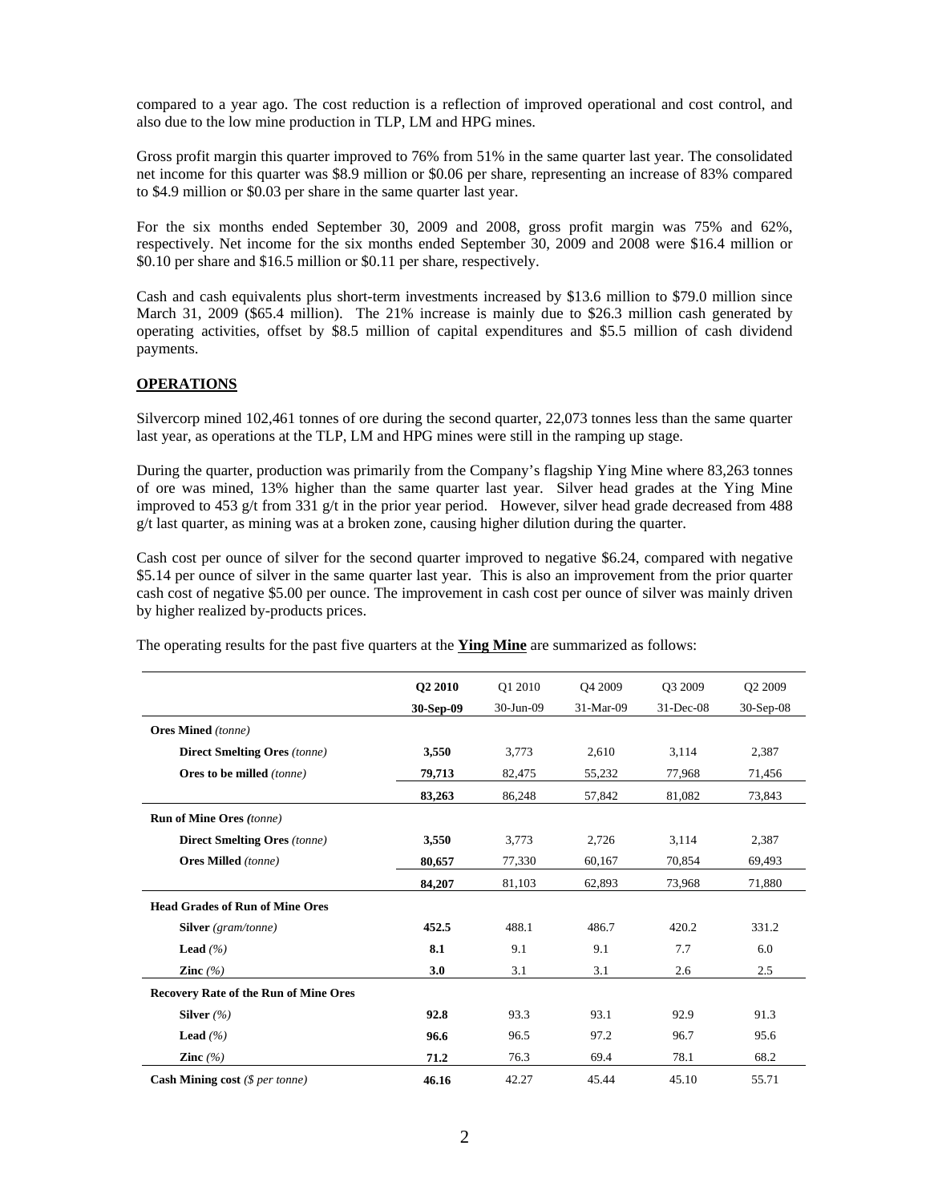compared to a year ago. The cost reduction is a reflection of improved operational and cost control, and also due to the low mine production in TLP, LM and HPG mines.

Gross profit margin this quarter improved to 76% from 51% in the same quarter last year. The consolidated net income for this quarter was $8.9 million or $0.06 per share, representing an increase of 83% compared to $4.9 million or $0.03 per share in the same quarter last year.

For the six months ended September 30, 2009 and 2008, gross profit margin was 75% and 62%, respectively. Net income for the six months ended September 30, 2009 and 2008 were $16.4 million or $0.10 per share and $16.5 million or $0.11 per share, respectively.

Cash and cash equivalents plus short-term investments increased by $13.6 million to $79.0 million since March 31, 2009 ($65.4 million). The 21% increase is mainly due to $26.3 million cash generated by operating activities, offset by $8.5 million of capital expenditures and $5.5 million of cash dividend payments.

## OPERATIONS

Silvercorp mined 102,461 tonnes of ore during the second quarter, 22,073 tonnes less than the same quarter last year, as operations at the TLP, LM and HPG mines were still in the ramping up stage.

During the quarter, production was primarily from the Company's flagship Ying Mine where 83,263 tonnes of ore was mined, 13% higher than the same quarter last year. Silver head grades at the Ying Mine improved to 453 g/t from 331 g/t in the prior year period. However, silver head grade decreased from 488 g/t last quarter, as mining was at a broken zone, causing higher dilution during the quarter.

Cash cost per ounce of silver for the second quarter improved to negative $6.24, compared with negative $5.14 per ounce of silver in the same quarter last year. This is also an improvement from the prior quarter cash cost of negative $5.00 per ounce. The improvement in cash cost per ounce of silver was mainly driven by higher realized by-products prices.

The operating results for the past five quarters at the **Ying Mine** are summarized as follows:

| | **Q2 2010** | Q1 2010 | Q4 2009 | Q3 2009 | Q2 2009 |
|---|---|---|---|---|---|
| | **30-Sep-09** | 30-Jun-09 | 31-Mar-09 | 31-Dec-08 | 30-Sep-08 |
| **Ores Mined** *(tonne)* | | | | | |
| **Direct Smelting Ores** *(tonne)* | **3,550** | 3,773 | 2,610 | 3,114 | 2,387 |
| **Ores to be milled** *(tonne)* | **79,713** | 82,475 | 55,232 | 77,968 | 71,456 |
| | **83,263** | 86,248 | 57,842 | 81,082 | 73,843 |
| **Run of Mine Ores** *(tonne)* | | | | | |
| **Direct Smelting Ores** *(tonne)* | **3,550** | 3,773 | 2,726 | 3,114 | 2,387 |
| **Ores Milled** *(tonne)* | **80,657** | 77,330 | 60,167 | 70,854 | 69,493 |
| | **84,207** | 81,103 | 62,893 | 73,968 | 71,880 |
| **Head Grades of Run of Mine Ores** | | | | | |
| **Silver** *(gram/tonne)* | **452.5** | 488.1 | 486.7 | 420.2 | 331.2 |
| **Lead** *(%)* | **8.1** | 9.1 | 9.1 | 7.7 | 6.0 |
| **Zinc** *(%)* | **3.0** | 3.1 | 3.1 | 2.6 | 2.5 |
| **Recovery Rate of the Run of Mine Ores** | | | | | |
| **Silver** *(%)* | **92.8** | 93.3 | 93.1 | 92.9 | 91.3 |
| **Lead** *(%)* | **96.6** | 96.5 | 97.2 | 96.7 | 95.6 |
| **Zinc** *(%)* | **71.2** | 76.3 | 69.4 | 78.1 | 68.2 |
| **Cash Mining cost** *($ per tonne)* | **46.16** | 42.27 | 45.44 | 45.10 | 55.71 |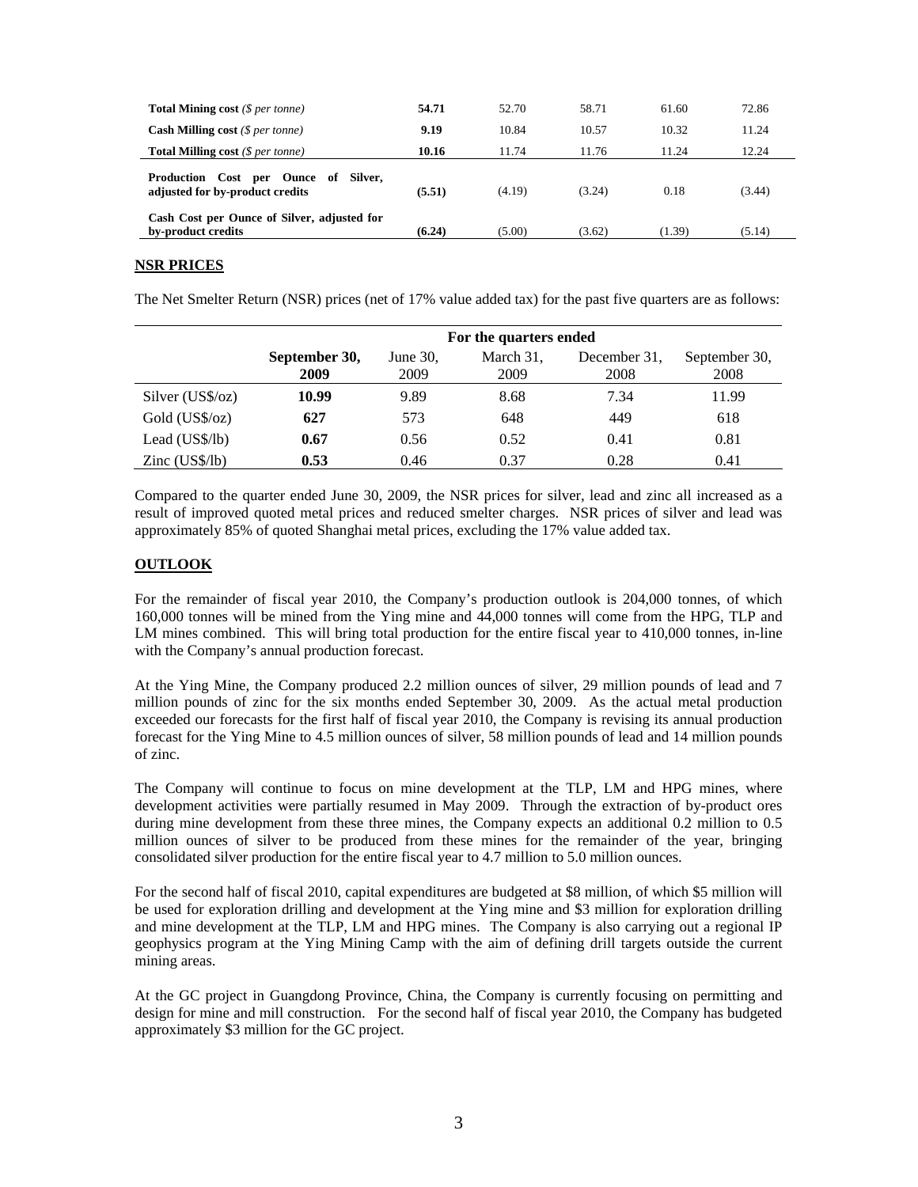| | | | | | |
|---|---|---|---|---|---|
| **Total Mining cost** *($ per tonne)* | **54.71** | 52.70 | 58.71 | 61.60 | 72.86 |
| **Cash Milling cost** *($ per tonne)* | **9.19** | 10.84 | 10.57 | 10.32 | 11.24 |
| **Total Milling cost** *($ per tonne)* | **10.16** | 11.74 | 11.76 | 11.24 | 12.24 |
| **Production Cost per Ounce of Silver, adjusted for by-product credits** | **(5.51)** | (4.19) | (3.24) | 0.18 | (3.44) |
| **Cash Cost per Ounce of Silver, adjusted for by-product credits** | **(6.24)** | (5.00) | (3.62) | (1.39) | (5.14) |

## NSR PRICES

The Net Smelter Return (NSR) prices (net of 17% value added tax) for the past five quarters are as follows:

| | For the quarters ended | | | | |
|---|---|---|---|---|---|
| | **September 30, 2009** | June 30, 2009 | March 31, 2009 | December 31, 2008 | September 30, 2008 |
| Silver (US$/oz) | **10.99** | 9.89 | 8.68 | 7.34 | 11.99 |
| Gold (US$/oz) | **627** | 573 | 648 | 449 | 618 |
| Lead (US$/lb) | **0.67** | 0.56 | 0.52 | 0.41 | 0.81 |
| Zinc (US$/lb) | **0.53** | 0.46 | 0.37 | 0.28 | 0.41 |

Compared to the quarter ended June 30, 2009, the NSR prices for silver, lead and zinc all increased as a result of improved quoted metal prices and reduced smelter charges. NSR prices of silver and lead was approximately 85% of quoted Shanghai metal prices, excluding the 17% value added tax.

## OUTLOOK

For the remainder of fiscal year 2010, the Company's production outlook is 204,000 tonnes, of which 160,000 tonnes will be mined from the Ying mine and 44,000 tonnes will come from the HPG, TLP and LM mines combined. This will bring total production for the entire fiscal year to 410,000 tonnes, in-line with the Company's annual production forecast.

At the Ying Mine, the Company produced 2.2 million ounces of silver, 29 million pounds of lead and 7 million pounds of zinc for the six months ended September 30, 2009. As the actual metal production exceeded our forecasts for the first half of fiscal year 2010, the Company is revising its annual production forecast for the Ying Mine to 4.5 million ounces of silver, 58 million pounds of lead and 14 million pounds of zinc.

The Company will continue to focus on mine development at the TLP, LM and HPG mines, where development activities were partially resumed in May 2009. Through the extraction of by-product ores during mine development from these three mines, the Company expects an additional 0.2 million to 0.5 million ounces of silver to be produced from these mines for the remainder of the year, bringing consolidated silver production for the entire fiscal year to 4.7 million to 5.0 million ounces.

For the second half of fiscal 2010, capital expenditures are budgeted at $8 million, of which $5 million will be used for exploration drilling and development at the Ying mine and $3 million for exploration drilling and mine development at the TLP, LM and HPG mines. The Company is also carrying out a regional IP geophysics program at the Ying Mining Camp with the aim of defining drill targets outside the current mining areas.

At the GC project in Guangdong Province, China, the Company is currently focusing on permitting and design for mine and mill construction. For the second half of fiscal year 2010, the Company has budgeted approximately $3 million for the GC project.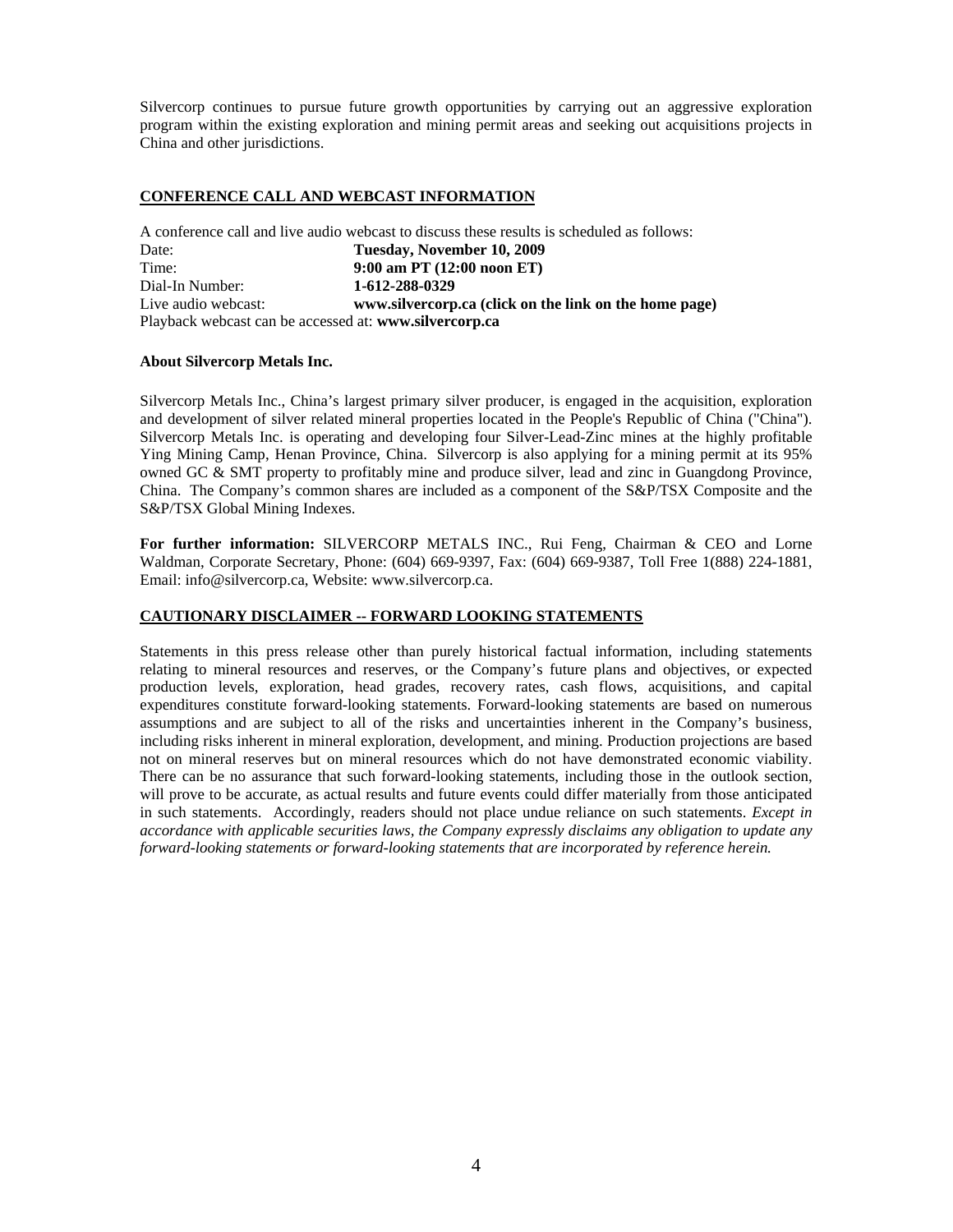Silvercorp continues to pursue future growth opportunities by carrying out an aggressive exploration program within the existing exploration and mining permit areas and seeking out acquisitions projects in China and other jurisdictions.

## CONFERENCE CALL AND WEBCAST INFORMATION

A conference call and live audio webcast to discuss these results is scheduled as follows:

| | |
|---|---|
| Date: | **Tuesday, November 10, 2009** |
| Time: | **9:00 am PT (12:00 noon ET)** |
| Dial-In Number: | **1-612-288-0329** |
| Live audio webcast: | **www.silvercorp.ca (click on the link on the home page)** |

Playback webcast can be accessed at: **www.silvercorp.ca**

**About Silvercorp Metals Inc.**

Silvercorp Metals Inc., China's largest primary silver producer, is engaged in the acquisition, exploration and development of silver related mineral properties located in the People's Republic of China ("China"). Silvercorp Metals Inc. is operating and developing four Silver-Lead-Zinc mines at the highly profitable Ying Mining Camp, Henan Province, China. Silvercorp is also applying for a mining permit at its 95% owned GC & SMT property to profitably mine and produce silver, lead and zinc in Guangdong Province, China. The Company's common shares are included as a component of the S&P/TSX Composite and the S&P/TSX Global Mining Indexes.

**For further information:** SILVERCORP METALS INC., Rui Feng, Chairman & CEO and Lorne Waldman, Corporate Secretary, Phone: (604) 669-9397, Fax: (604) 669-9387, Toll Free 1(888) 224-1881, Email: info@silvercorp.ca, Website: www.silvercorp.ca.

## CAUTIONARY DISCLAIMER -- FORWARD LOOKING STATEMENTS

Statements in this press release other than purely historical factual information, including statements relating to mineral resources and reserves, or the Company's future plans and objectives, or expected production levels, exploration, head grades, recovery rates, cash flows, acquisitions, and capital expenditures constitute forward-looking statements. Forward-looking statements are based on numerous assumptions and are subject to all of the risks and uncertainties inherent in the Company's business, including risks inherent in mineral exploration, development, and mining. Production projections are based not on mineral reserves but on mineral resources which do not have demonstrated economic viability. There can be no assurance that such forward-looking statements, including those in the outlook section, will prove to be accurate, as actual results and future events could differ materially from those anticipated in such statements. Accordingly, readers should not place undue reliance on such statements. *Except in accordance with applicable securities laws, the Company expressly disclaims any obligation to update any forward-looking statements or forward-looking statements that are incorporated by reference herein.*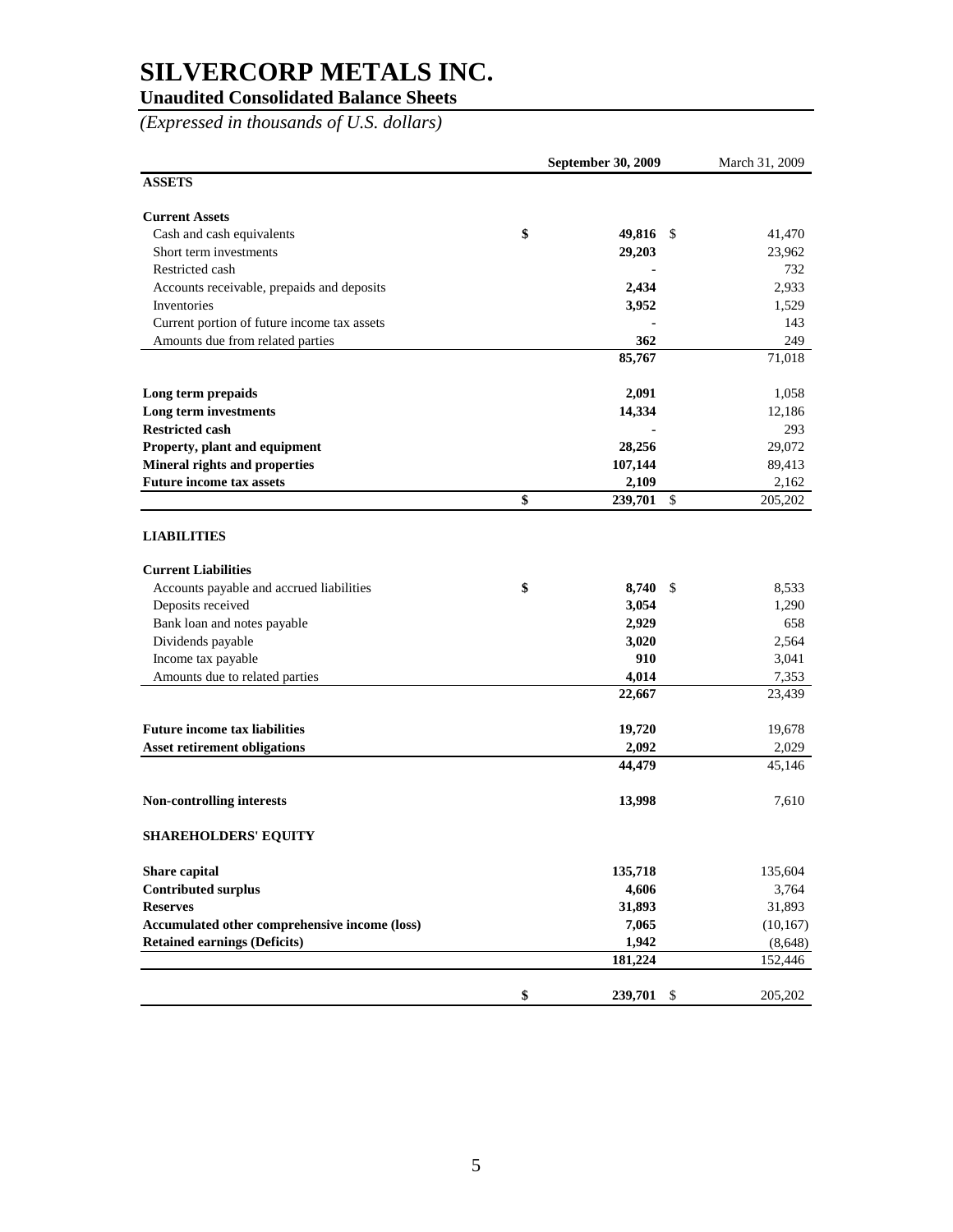# SILVERCORP METALS INC.

## Unaudited Consolidated Balance Sheets

*(Expressed in thousands of U.S. dollars)*

| | **September 30, 2009** | March 31, 2009 |
|---|---|---|
| **ASSETS** | | |
| **Current Assets** | | |
| Cash and cash equivalents | **$ 49,816** | $ 41,470 |
| Short term investments | **29,203** | 23,962 |
| Restricted cash | **-** | 732 |
| Accounts receivable, prepaids and deposits | **2,434** | 2,933 |
| Inventories | **3,952** | 1,529 |
| Current portion of future income tax assets | **-** | 143 |
| Amounts due from related parties | **362** | 249 |
| | **85,767** | 71,018 |
| **Long term prepaids** | **2,091** | 1,058 |
| **Long term investments** | **14,334** | 12,186 |
| **Restricted cash** | **-** | 293 |
| **Property, plant and equipment** | **28,256** | 29,072 |
| **Mineral rights and properties** | **107,144** | 89,413 |
| **Future income tax assets** | **2,109** | 2,162 |
| | **$ 239,701** | $ 205,202 |
| **LIABILITIES** | | |
| **Current Liabilities** | | |
| Accounts payable and accrued liabilities | **$ 8,740** | $ 8,533 |
| Deposits received | **3,054** | 1,290 |
| Bank loan and notes payable | **2,929** | 658 |
| Dividends payable | **3,020** | 2,564 |
| Income tax payable | **910** | 3,041 |
| Amounts due to related parties | **4,014** | 7,353 |
| | **22,667** | 23,439 |
| **Future income tax liabilities** | **19,720** | 19,678 |
| **Asset retirement obligations** | **2,092** | 2,029 |
| | **44,479** | 45,146 |
| **Non-controlling interests** | **13,998** | 7,610 |
| **SHAREHOLDERS' EQUITY** | | |
| **Share capital** | **135,718** | 135,604 |
| **Contributed surplus** | **4,606** | 3,764 |
| **Reserves** | **31,893** | 31,893 |
| **Accumulated other comprehensive income (loss)** | **7,065** | (10,167) |
| **Retained earnings (Deficits)** | **1,942** | (8,648) |
| | **181,224** | 152,446 |
| | **$ 239,701** | $ 205,202 |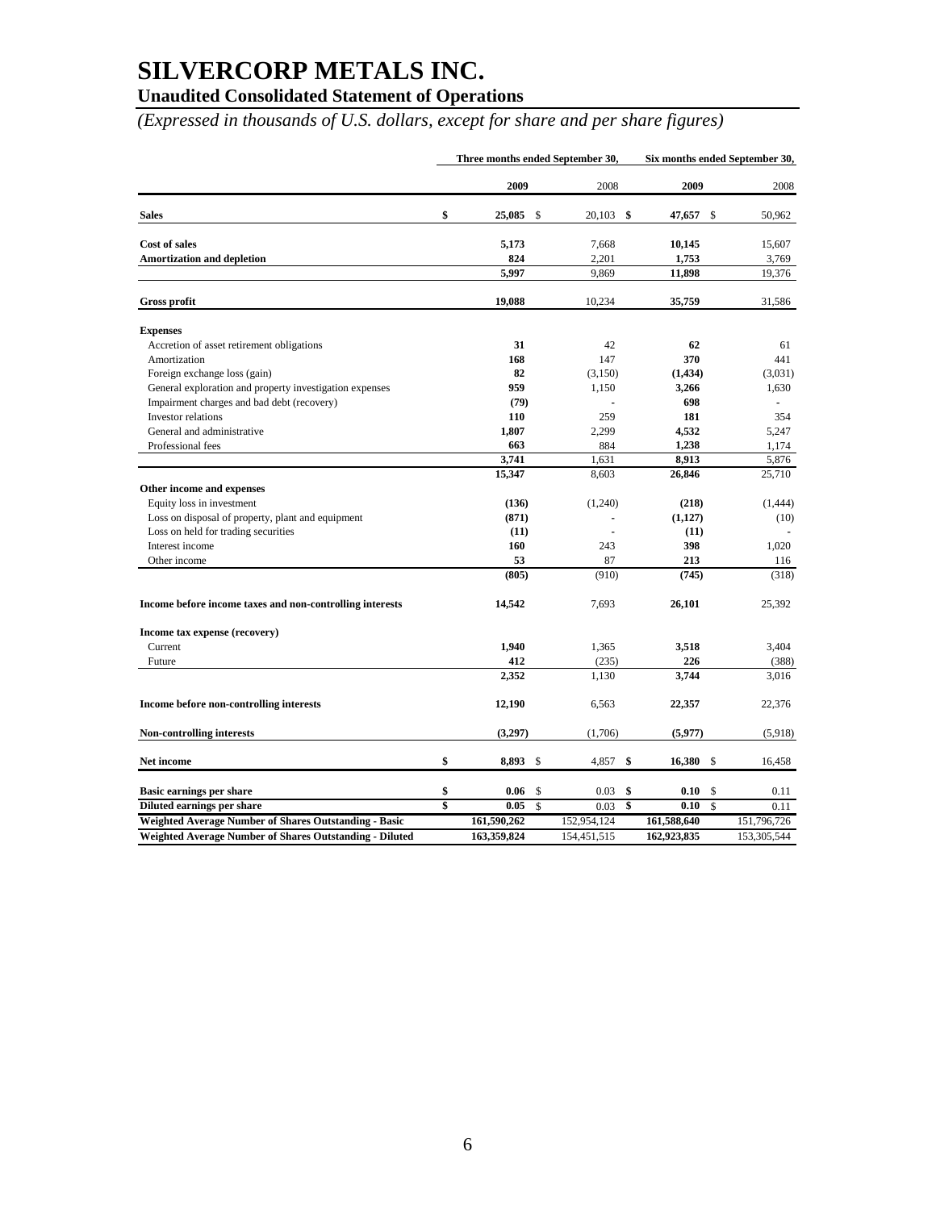# SILVERCORP METALS INC.

## Unaudited Consolidated Statement of Operations

*(Expressed in thousands of U.S. dollars, except for share and per share figures)*

| | Three months ended September 30, | | Six months ended September 30, | |
|---|---|---|---|---|
| | **2009** | 2008 | **2009** | 2008 |
| **Sales** | **$ 25,085** | $ 20,103 | **$ 47,657** | $ 50,962 |
| **Cost of sales** | **5,173** | 7,668 | **10,145** | 15,607 |
| **Amortization and depletion** | **824** | 2,201 | **1,753** | 3,769 |
| | **5,997** | 9,869 | **11,898** | 19,376 |
| **Gross profit** | **19,088** | 10,234 | **35,759** | 31,586 |
| **Expenses** | | | | |
| Accretion of asset retirement obligations | **31** | 42 | **62** | 61 |
| Amortization | **168** | 147 | **370** | 441 |
| Foreign exchange loss (gain) | **82** | (3,150) | **(1,434)** | (3,031) |
| General exploration and property investigation expenses | **959** | 1,150 | **3,266** | 1,630 |
| Impairment charges and bad debt (recovery) | **(79)** | - | **698** | - |
| Investor relations | **110** | 259 | **181** | 354 |
| General and administrative | **1,807** | 2,299 | **4,532** | 5,247 |
| Professional fees | **663** | 884 | **1,238** | 1,174 |
| | **3,741** | 1,631 | **8,913** | 5,876 |
| | **15,347** | 8,603 | **26,846** | 25,710 |
| **Other income and expenses** | | | | |
| Equity loss in investment | **(136)** | (1,240) | **(218)** | (1,444) |
| Loss on disposal of property, plant and equipment | **(871)** | - | **(1,127)** | (10) |
| Loss on held for trading securities | **(11)** | - | **(11)** | - |
| Interest income | **160** | 243 | **398** | 1,020 |
| Other income | **53** | 87 | **213** | 116 |
| | **(805)** | (910) | **(745)** | (318) |
| **Income before income taxes and non-controlling interests** | **14,542** | 7,693 | **26,101** | 25,392 |
| **Income tax expense (recovery)** | | | | |
| Current | **1,940** | 1,365 | **3,518** | 3,404 |
| Future | **412** | (235) | **226** | (388) |
| | **2,352** | 1,130 | **3,744** | 3,016 |
| **Income before non-controlling interests** | **12,190** | 6,563 | **22,357** | 22,376 |
| **Non-controlling interests** | **(3,297)** | (1,706) | **(5,977)** | (5,918) |
| **Net income** | **$ 8,893** | $ 4,857 | **$ 16,380** | $ 16,458 |
| **Basic earnings per share** | **$ 0.06** | $ 0.03 | **$ 0.10** | $ 0.11 |
| **Diluted earnings per share** | **$ 0.05** | $ 0.03 | **$ 0.10** | $ 0.11 |
| **Weighted Average Number of Shares Outstanding - Basic** | **161,590,262** | 152,954,124 | **161,588,640** | 151,796,726 |
| **Weighted Average Number of Shares Outstanding - Diluted** | **163,359,824** | 154,451,515 | **162,923,835** | 153,305,544 |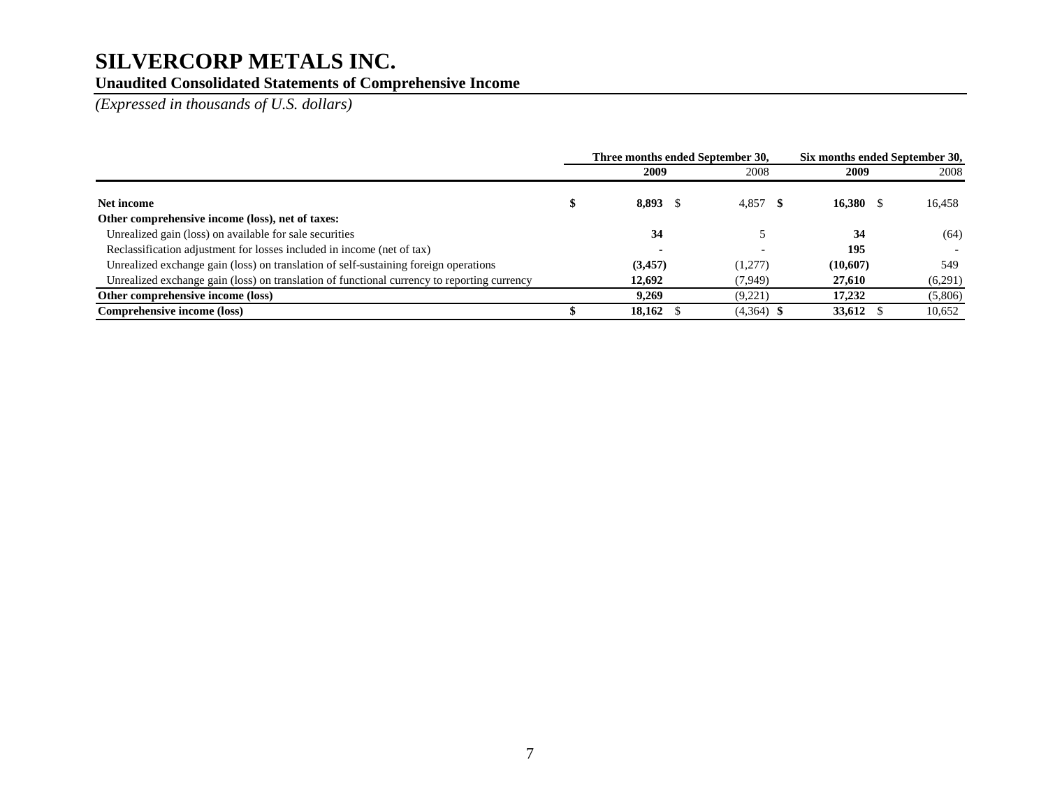# SILVERCORP METALS INC.

## Unaudited Consolidated Statements of Comprehensive Income

*(Expressed in thousands of U.S. dollars)*

| | Three months ended September 30, | | Six months ended September 30, | |
|---|---|---|---|---|
| | **2009** | 2008 | **2009** | 2008 |
| **Net income** | **$ 8,893** | $ 4,857 | **$ 16,380** | $ 16,458 |
| **Other comprehensive income (loss), net of taxes:** | | | | |
| Unrealized gain (loss) on available for sale securities | **34** | 5 | **34** | (64) |
| Reclassification adjustment for losses included in income (net of tax) | **-** | - | **195** | - |
| Unrealized exchange gain (loss) on translation of self-sustaining foreign operations | **(3,457)** | (1,277) | **(10,607)** | 549 |
| Unrealized exchange gain (loss) on translation of functional currency to reporting currency | **12,692** | (7,949) | **27,610** | (6,291) |
| **Other comprehensive income (loss)** | **9,269** | (9,221) | **17,232** | (5,806) |
| **Comprehensive income (loss)** | **$ 18,162** | $ (4,364) | **$ 33,612** | $ 10,652 |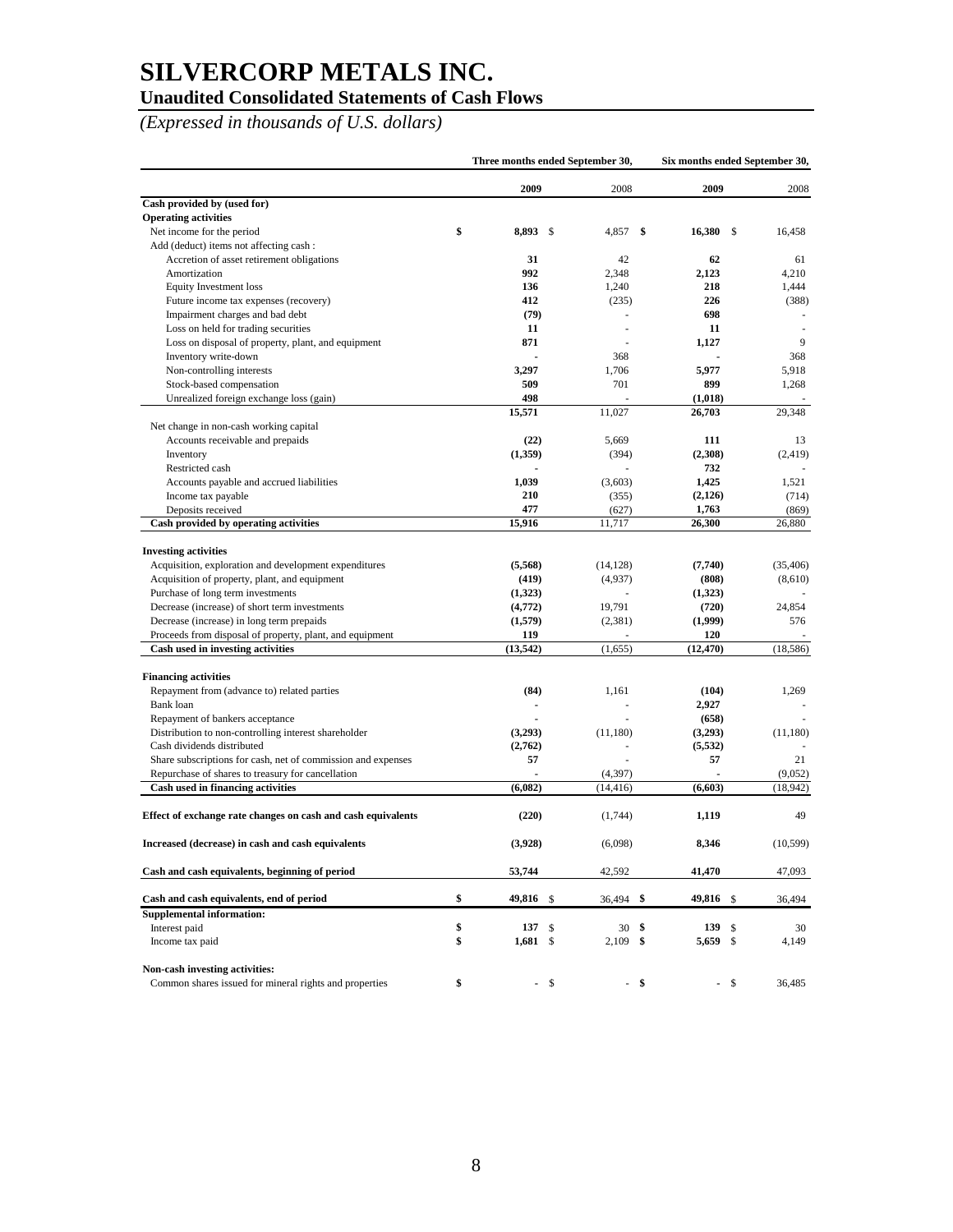# SILVERCORP METALS INC.

## Unaudited Consolidated Statements of Cash Flows

*(Expressed in thousands of U.S. dollars)*

| | Three months ended September 30, | | Six months ended September 30, | |
|---|---|---|---|---|
| | **2009** | 2008 | **2009** | 2008 |
| **Cash provided by (used for)** | | | | |
| **Operating activities** | | | | |
| Net income for the period | **$ 8,893** | $ 4,857 | **$ 16,380** | $ 16,458 |
| Add (deduct) items not affecting cash : | | | | |
| Accretion of asset retirement obligations | **31** | 42 | **62** | 61 |
| Amortization | **992** | 2,348 | **2,123** | 4,210 |
| Equity Investment loss | **136** | 1,240 | **218** | 1,444 |
| Future income tax expenses (recovery) | **412** | (235) | **226** | (388) |
| Impairment charges and bad debt | **(79)** | - | **698** | - |
| Loss on held for trading securities | **11** | - | **11** | - |
| Loss on disposal of property, plant, and equipment | **871** | - | **1,127** | 9 |
| Inventory write-down | **-** | 368 | **-** | 368 |
| Non-controlling interests | **3,297** | 1,706 | **5,977** | 5,918 |
| Stock-based compensation | **509** | 701 | **899** | 1,268 |
| Unrealized foreign exchange loss (gain) | **498** | - | **(1,018)** | - |
| | **15,571** | 11,027 | **26,703** | 29,348 |
| Net change in non-cash working capital | | | | |
| Accounts receivable and prepaids | **(22)** | 5,669 | **111** | 13 |
| Inventory | **(1,359)** | (394) | **(2,308)** | (2,419) |
| Restricted cash | **-** | - | **732** | - |
| Accounts payable and accrued liabilities | **1,039** | (3,603) | **1,425** | 1,521 |
| Income tax payable | **210** | (355) | **(2,126)** | (714) |
| Deposits received | **477** | (627) | **1,763** | (869) |
| **Cash provided by operating activities** | **15,916** | 11,717 | **26,300** | 26,880 |
| | | | | |
| **Investing activities** | | | | |
| Acquisition, exploration and development expenditures | **(5,568)** | (14,128) | **(7,740)** | (35,406) |
| Acquisition of property, plant, and equipment | **(419)** | (4,937) | **(808)** | (8,610) |
| Purchase of long term investments | **(1,323)** | - | **(1,323)** | - |
| Decrease (increase) of short term investments | **(4,772)** | 19,791 | **(720)** | 24,854 |
| Decrease (increase) in long term prepaids | **(1,579)** | (2,381) | **(1,999)** | 576 |
| Proceeds from disposal of property, plant, and equipment | **119** | - | **120** | - |
| **Cash used in investing activities** | **(13,542)** | (1,655) | **(12,470)** | (18,586) |
| | | | | |
| **Financing activities** | | | | |
| Repayment from (advance to) related parties | **(84)** | 1,161 | **(104)** | 1,269 |
| Bank loan | **-** | - | **2,927** | - |
| Repayment of bankers acceptance | **-** | - | **(658)** | - |
| Distribution to non-controlling interest shareholder | **(3,293)** | (11,180) | **(3,293)** | (11,180) |
| Cash dividends distributed | **(2,762)** | - | **(5,532)** | - |
| Share subscriptions for cash, net of commission and expenses | **57** | - | **57** | 21 |
| Repurchase of shares to treasury for cancellation | **-** | (4,397) | **-** | (9,052) |
| **Cash used in financing activities** | **(6,082)** | (14,416) | **(6,603)** | (18,942) |
| | | | | |
| **Effect of exchange rate changes on cash and cash equivalents** | **(220)** | (1,744) | **1,119** | 49 |
| | | | | |
| **Increased (decrease) in cash and cash equivalents** | **(3,928)** | (6,098) | **8,346** | (10,599) |
| | | | | |
| **Cash and cash equivalents, beginning of period** | **53,744** | 42,592 | **41,470** | 47,093 |
| | | | | |
| **Cash and cash equivalents, end of period** | **$ 49,816** | $ 36,494 | **$ 49,816** | $ 36,494 |
| **Supplemental information:** | | | | |
| Interest paid | **$ 137** | $ 30 | **$ 139** | $ 30 |
| Income tax paid | **$ 1,681** | $ 2,109 | **$ 5,659** | $ 4,149 |
| | | | | |
| **Non-cash investing activities:** | | | | |
| Common shares issued for mineral rights and properties | **$ -** | $ - | **$ -** | $ 36,485 |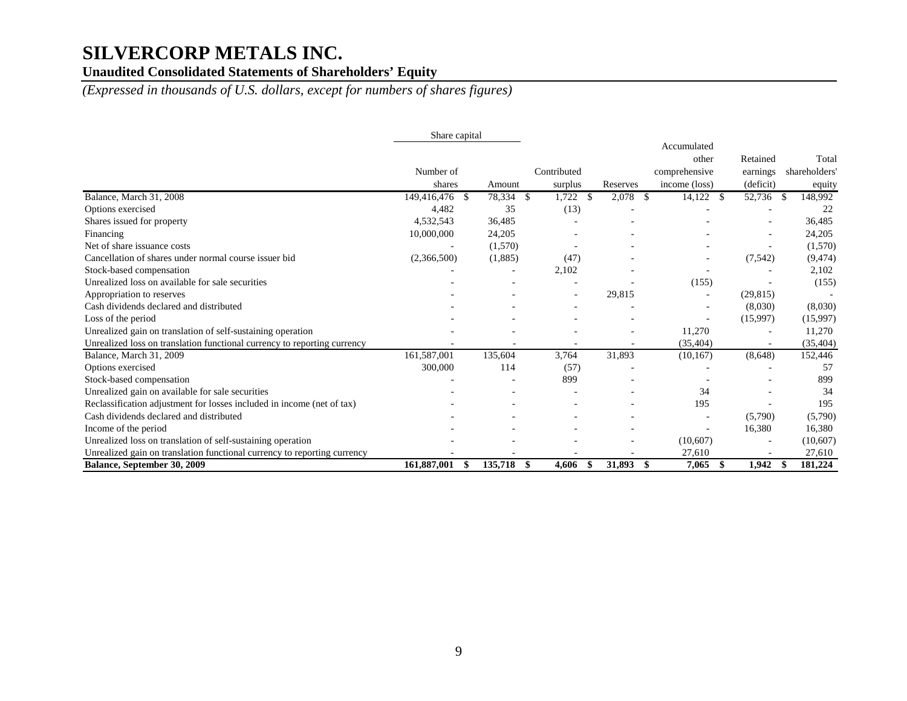# SILVERCORP METALS INC.

## Unaudited Consolidated Statements of Shareholders' Equity

*(Expressed in thousands of U.S. dollars, except for numbers of shares figures)*

| | Share capital | | | | | | |
|---|---|---|---|---|---|---|---|
| | Number of shares | Amount | Contributed surplus | Reserves | Accumulated other comprehensive income (loss) | Retained earnings (deficit) | Total shareholders' equity |
| Balance, March 31, 2008 | 149,416,476 | $ 78,334 | $ 1,722 | $ 2,078 | $ 14,122 | $ 52,736 | $ 148,992 |
| Options exercised | 4,482 | 35 | (13) | - | - | - | 22 |
| Shares issued for property | 4,532,543 | 36,485 | - | - | - | - | 36,485 |
| Financing | 10,000,000 | 24,205 | - | - | - | - | 24,205 |
| Net of share issuance costs | - | (1,570) | - | - | - | - | (1,570) |
| Cancellation of shares under normal course issuer bid | (2,366,500) | (1,885) | (47) | - | - | (7,542) | (9,474) |
| Stock-based compensation | - | - | 2,102 | - | - | - | 2,102 |
| Unrealized loss on available for sale securities | - | - | - | - | (155) | - | (155) |
| Appropriation to reserves | - | - | - | 29,815 | - | (29,815) | - |
| Cash dividends declared and distributed | - | - | - | - | - | (8,030) | (8,030) |
| Loss of the period | - | - | - | - | - | (15,997) | (15,997) |
| Unrealized gain on translation of self-sustaining operation | - | - | - | - | 11,270 | - | 11,270 |
| Unrealized loss on translation functional currency to reporting currency | - | - | - | - | (35,404) | - | (35,404) |
| Balance, March 31, 2009 | 161,587,001 | 135,604 | 3,764 | 31,893 | (10,167) | (8,648) | 152,446 |
| Options exercised | 300,000 | 114 | (57) | - | - | - | 57 |
| Stock-based compensation | - | - | 899 | - | - | - | 899 |
| Unrealized gain on available for sale securities | - | - | - | - | 34 | - | 34 |
| Reclassification adjustment for losses included in income (net of tax) | - | - | - | - | 195 | - | 195 |
| Cash dividends declared and distributed | - | - | - | - | - | (5,790) | (5,790) |
| Income of the period | - | - | - | - | - | 16,380 | 16,380 |
| Unrealized loss on translation of self-sustaining operation | - | - | - | - | (10,607) | - | (10,607) |
| Unrealized gain on translation functional currency to reporting currency | - | - | - | - | 27,610 | - | 27,610 |
| **Balance, September 30, 2009** | **161,887,001** | **$ 135,718** | **$ 4,606** | **$ 31,893** | **$ 7,065** | **$ 1,942** | **$ 181,224** |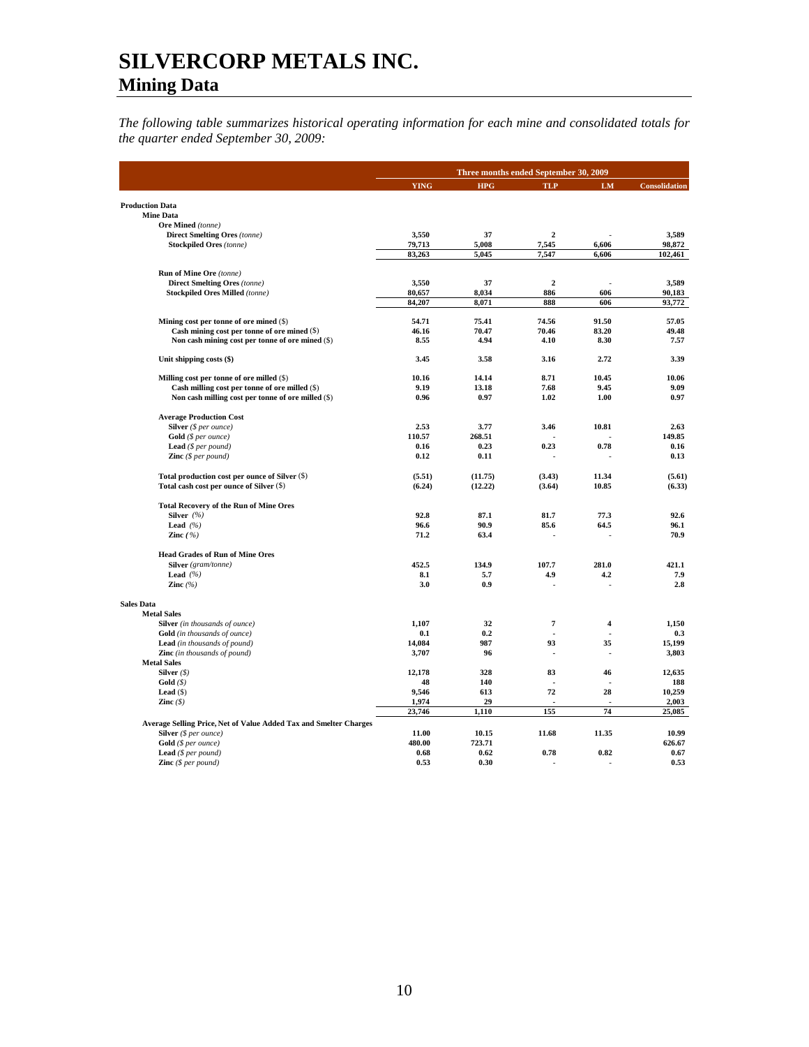# SILVERCORP METALS INC.

## Mining Data

*The following table summarizes historical operating information for each mine and consolidated totals for the quarter ended September 30, 2009:*

| | Three months ended September 30, 2009 | | | | |
|---|---|---|---|---|---|
| | **YING** | **HPG** | **TLP** | **LM** | **Consolidation** |
| **Production Data** | | | | | |
| **Mine Data** | | | | | |
| **Ore Mined** *(tonne)* | | | | | |
| **Direct Smelting Ores** *(tonne)* | 3,550 | 37 | 2 | - | 3,589 |
| **Stockpiled Ores** *(tonne)* | 79,713 | 5,008 | 7,545 | 6,606 | 98,872 |
| | 83,263 | 5,045 | 7,547 | 6,606 | 102,461 |
| **Run of Mine Ore** *(tonne)* | | | | | |
| **Direct Smelting Ores** *(tonne)* | 3,550 | 37 | 2 | - | 3,589 |
| **Stockpiled Ores Milled** *(tonne)* | 80,657 | 8,034 | 886 | 606 | 90,183 |
| | 84,207 | 8,071 | 888 | 606 | 93,772 |
| **Mining cost per tonne of ore mined** ($) | 54.71 | 75.41 | 74.56 | 91.50 | 57.05 |
| **Cash mining cost per tonne of ore mined** ($) | 46.16 | 70.47 | 70.46 | 83.20 | 49.48 |
| **Non cash mining cost per tonne of ore mined** ($) | 8.55 | 4.94 | 4.10 | 8.30 | 7.57 |
| **Unit shipping costs ($)** | 3.45 | 3.58 | 3.16 | 2.72 | 3.39 |
| **Milling cost per tonne of ore milled** ($) | 10.16 | 14.14 | 8.71 | 10.45 | 10.06 |
| **Cash milling cost per tonne of ore milled** ($) | 9.19 | 13.18 | 7.68 | 9.45 | 9.09 |
| **Non cash milling cost per tonne of ore milled** ($) | 0.96 | 0.97 | 1.02 | 1.00 | 0.97 |
| **Average Production Cost** | | | | | |
| **Silver** *($ per ounce)* | 2.53 | 3.77 | 3.46 | 10.81 | 2.63 |
| **Gold** *($ per ounce)* | 110.57 | 268.51 | - | - | 149.85 |
| **Lead** *($ per pound)* | 0.16 | 0.23 | 0.23 | 0.78 | 0.16 |
| **Zinc** *($ per pound)* | 0.12 | 0.11 | - | - | 0.13 |
| **Total production cost per ounce of Silver** ($) | (5.51) | (11.75) | (3.43) | 11.34 | (5.61) |
| **Total cash cost per ounce of Silver** ($) | (6.24) | (12.22) | (3.64) | 10.85 | (6.33) |
| **Total Recovery of the Run of Mine Ores** | | | | | |
| **Silver** *(%)* | 92.8 | 87.1 | 81.7 | 77.3 | 92.6 |
| **Lead** *(%)* | 96.6 | 90.9 | 85.6 | 64.5 | 96.1 |
| **Zinc** *(%)* | 71.2 | 63.4 | - | - | 70.9 |
| **Head Grades of Run of Mine Ores** | | | | | |
| **Silver** *(gram/tonne)* | 452.5 | 134.9 | 107.7 | 281.0 | 421.1 |
| **Lead** *(%)* | 8.1 | 5.7 | 4.9 | 4.2 | 7.9 |
| **Zinc** *(%)* | 3.0 | 0.9 | - | - | 2.8 |
| **Sales Data** | | | | | |
| **Metal Sales** | | | | | |
| **Silver** *(in thousands of ounce)* | 1,107 | 32 | 7 | 4 | 1,150 |
| **Gold** *(in thousands of ounce)* | 0.1 | 0.2 | - | - | 0.3 |
| **Lead** *(in thousands of pound)* | 14,084 | 987 | 93 | 35 | 15,199 |
| **Zinc** *(in thousands of pound)* | 3,707 | 96 | - | - | 3,803 |
| **Metal Sales** | | | | | |
| **Silver** *($)* | 12,178 | 328 | 83 | 46 | 12,635 |
| **Gold** *($)* | 48 | 140 | - | - | 188 |
| **Lead** ($) | 9,546 | 613 | 72 | 28 | 10,259 |
| **Zinc** *($)* | 1,974 | 29 | - | - | 2,003 |
| | 23,746 | 1,110 | 155 | 74 | 25,085 |
| **Average Selling Price, Net of Value Added Tax and Smelter Charges** | | | | | |
| **Silver** *($ per ounce)* | 11.00 | 10.15 | 11.68 | 11.35 | 10.99 |
| **Gold** *($ per ounce)* | 480.00 | 723.71 | | | 626.67 |
| **Lead** *($ per pound)* | 0.68 | 0.62 | 0.78 | 0.82 | 0.67 |
| **Zinc** *($ per pound)* | 0.53 | 0.30 | - | - | 0.53 |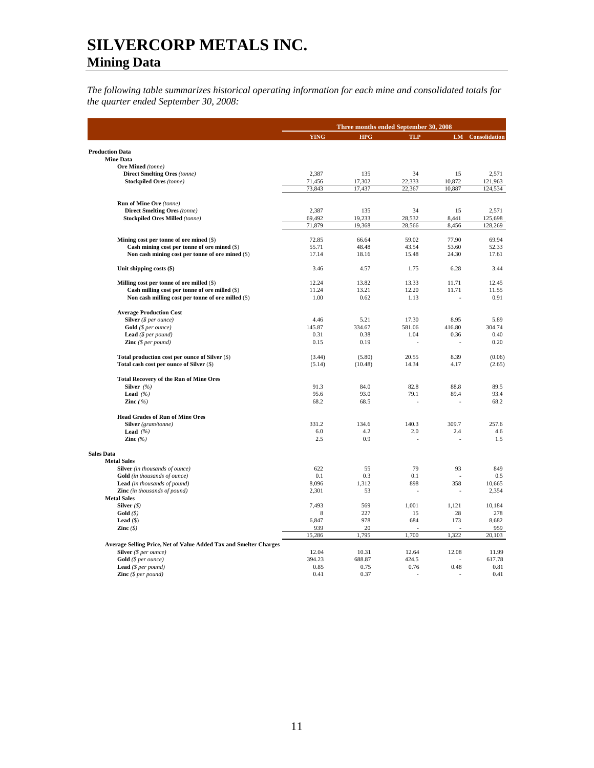# SILVERCORP METALS INC.

## Mining Data

*The following table summarizes historical operating information for each mine and consolidated totals for the quarter ended September 30, 2008:*

| | Three months ended September 30, 2008 | | | | |
|---|---|---|---|---|---|
| | **YING** | **HPG** | **TLP** | **LM** | **Consolidation** |
| **Production Data** | | | | | |
| **Mine Data** | | | | | |
| **Ore Mined** *(tonne)* | | | | | |
| **Direct Smelting Ores** *(tonne)* | 2,387 | 135 | 34 | 15 | 2,571 |
| **Stockpiled Ores** *(tonne)* | 71,456 | 17,302 | 22,333 | 10,872 | 121,963 |
| | 73,843 | 17,437 | 22,367 | 10,887 | 124,534 |
| **Run of Mine Ore** *(tonne)* | | | | | |
| **Direct Smelting Ores** *(tonne)* | 2,387 | 135 | 34 | 15 | 2,571 |
| **Stockpiled Ores Milled** *(tonne)* | 69,492 | 19,233 | 28,532 | 8,441 | 125,698 |
| | 71,879 | 19,368 | 28,566 | 8,456 | 128,269 |
| **Mining cost per tonne of ore mined** ($) | 72.85 | 66.64 | 59.02 | 77.90 | 69.94 |
| **Cash mining cost per tonne of ore mined** ($) | 55.71 | 48.48 | 43.54 | 53.60 | 52.33 |
| **Non cash mining cost per tonne of ore mined** ($) | 17.14 | 18.16 | 15.48 | 24.30 | 17.61 |
| **Unit shipping costs ($)** | 3.46 | 4.57 | 1.75 | 6.28 | 3.44 |
| **Milling cost per tonne of ore milled** ($) | 12.24 | 13.82 | 13.33 | 11.71 | 12.45 |
| **Cash milling cost per tonne of ore milled** ($) | 11.24 | 13.21 | 12.20 | 11.71 | 11.55 |
| **Non cash milling cost per tonne of ore milled** ($) | 1.00 | 0.62 | 1.13 | - | 0.91 |
| **Average Production Cost** | | | | | |
| **Silver** *($ per ounce)* | 4.46 | 5.21 | 17.30 | 8.95 | 5.89 |
| **Gold** *($ per ounce)* | 145.87 | 334.67 | 581.06 | 416.80 | 304.74 |
| **Lead** *($ per pound)* | 0.31 | 0.38 | 1.04 | 0.36 | 0.40 |
| **Zinc** *($ per pound)* | 0.15 | 0.19 | - | - | 0.20 |
| **Total production cost per ounce of Silver** ($) | (3.44) | (5.80) | 20.55 | 8.39 | (0.06) |
| **Total cash cost per ounce of Silver** ($) | (5.14) | (10.48) | 14.34 | 4.17 | (2.65) |
| **Total Recovery of the Run of Mine Ores** | | | | | |
| **Silver** *(%)* | 91.3 | 84.0 | 82.8 | 88.8 | 89.5 |
| **Lead** *(%)* | 95.6 | 93.0 | 79.1 | 89.4 | 93.4 |
| **Zinc** *(%)* | 68.2 | 68.5 | - | - | 68.2 |
| **Head Grades of Run of Mine Ores** | | | | | |
| **Silver** *(gram/tonne)* | 331.2 | 134.6 | 140.3 | 309.7 | 257.6 |
| **Lead** *(%)* | 6.0 | 4.2 | 2.0 | 2.4 | 4.6 |
| **Zinc** *(%)* | 2.5 | 0.9 | - | - | 1.5 |
| **Sales Data** | | | | | |
| **Metal Sales** | | | | | |
| **Silver** *(in thousands of ounce)* | 622 | 55 | 79 | 93 | 849 |
| **Gold** *(in thousands of ounce)* | 0.1 | 0.3 | 0.1 | - | 0.5 |
| **Lead** *(in thousands of pound)* | 8,096 | 1,312 | 898 | 358 | 10,665 |
| **Zinc** *(in thousands of pound)* | 2,301 | 53 | - | - | 2,354 |
| **Metal Sales** | | | | | |
| **Silver** *($)* | 7,493 | 569 | 1,001 | 1,121 | 10,184 |
| **Gold** *($)* | 8 | 227 | 15 | 28 | 278 |
| **Lead** ($) | 6,847 | 978 | 684 | 173 | 8,682 |
| **Zinc** *($)* | 939 | 20 | - | - | 959 |
| | 15,286 | 1,795 | 1,700 | 1,322 | 20,103 |
| **Average Selling Price, Net of Value Added Tax and Smelter Charges** | | | | | |
| **Silver** *($ per ounce)* | 12.04 | 10.31 | 12.64 | 12.08 | 11.99 |
| **Gold** *($ per ounce)* | 394.23 | 688.87 | 424.5 | - | 617.78 |
| **Lead** *($ per pound)* | 0.85 | 0.75 | 0.76 | 0.48 | 0.81 |
| **Zinc** *($ per pound)* | 0.41 | 0.37 | - | - | 0.41 |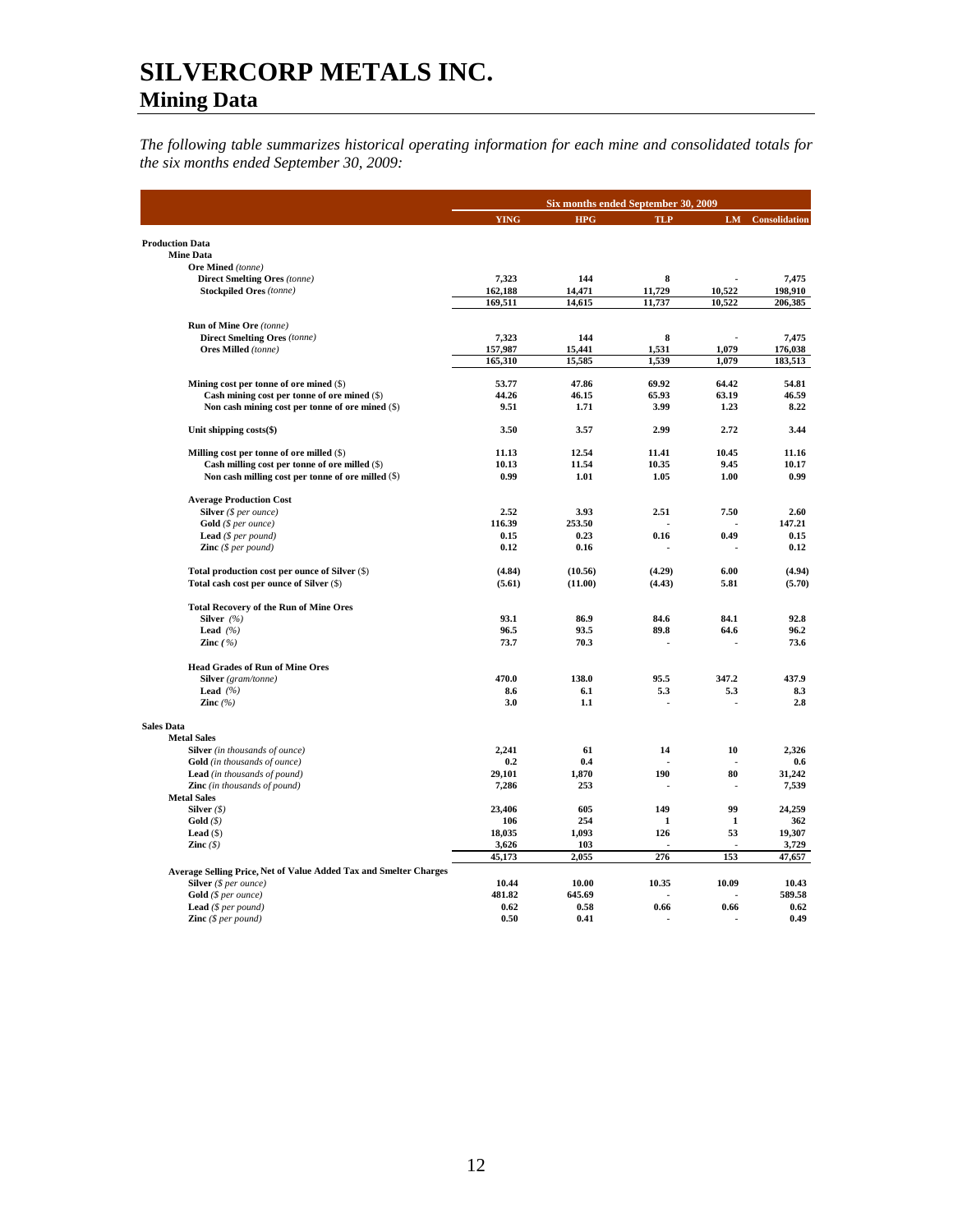# SILVERCORP METALS INC.

## Mining Data

*The following table summarizes historical operating information for each mine and consolidated totals for the six months ended September 30, 2009:*

| | Six months ended September 30, 2009 | | | | |
|---|---|---|---|---|---|
| | YING | HPG | TLP | LM | Consolidation |
| **Production Data** | | | | | |
| **Mine Data** | | | | | |
| **Ore Mined** *(tonne)* | | | | | |
| **Direct Smelting Ores** *(tonne)* | 7,323 | 144 | 8 | - | 7,475 |
| **Stockpiled Ores** *(tonne)* | 162,188 | 14,471 | 11,729 | 10,522 | 198,910 |
| | 169,511 | 14,615 | 11,737 | 10,522 | 206,385 |
| **Run of Mine Ore** *(tonne)* | | | | | |
| **Direct Smelting Ores** *(tonne)* | 7,323 | 144 | 8 | - | 7,475 |
| **Ores Milled** *(tonne)* | 157,987 | 15,441 | 1,531 | 1,079 | 176,038 |
| | 165,310 | 15,585 | 1,539 | 1,079 | 183,513 |
| **Mining cost per tonne of ore mined** ($) | 53.77 | 47.86 | 69.92 | 64.42 | 54.81 |
| **Cash mining cost per tonne of ore mined** ($) | 44.26 | 46.15 | 65.93 | 63.19 | 46.59 |
| **Non cash mining cost per tonne of ore mined** ($) | 9.51 | 1.71 | 3.99 | 1.23 | 8.22 |
| **Unit shipping costs($)** | 3.50 | 3.57 | 2.99 | 2.72 | 3.44 |
| **Milling cost per tonne of ore milled** ($) | 11.13 | 12.54 | 11.41 | 10.45 | 11.16 |
| **Cash milling cost per tonne of ore milled** ($) | 10.13 | 11.54 | 10.35 | 9.45 | 10.17 |
| **Non cash milling cost per tonne of ore milled** ($) | 0.99 | 1.01 | 1.05 | 1.00 | 0.99 |
| **Average Production Cost** | | | | | |
| **Silver** *($ per ounce)* | 2.52 | 3.93 | 2.51 | 7.50 | 2.60 |
| **Gold** *($ per ounce)* | 116.39 | 253.50 | - | - | 147.21 |
| **Lead** *($ per pound)* | 0.15 | 0.23 | 0.16 | 0.49 | 0.15 |
| **Zinc** *($ per pound)* | 0.12 | 0.16 | - | - | 0.12 |
| **Total production cost per ounce of Silver** ($) | (4.84) | (10.56) | (4.29) | 6.00 | (4.94) |
| **Total cash cost per ounce of Silver** ($) | (5.61) | (11.00) | (4.43) | 5.81 | (5.70) |
| **Total Recovery of the Run of Mine Ores** | | | | | |
| **Silver** *(%)* | 93.1 | 86.9 | 84.6 | 84.1 | 92.8 |
| **Lead** *(%)* | 96.5 | 93.5 | 89.8 | 64.6 | 96.2 |
| **Zinc** *(%)* | 73.7 | 70.3 | - | - | 73.6 |
| **Head Grades of Run of Mine Ores** | | | | | |
| **Silver** *(gram/tonne)* | 470.0 | 138.0 | 95.5 | 347.2 | 437.9 |
| **Lead** *(%)* | 8.6 | 6.1 | 5.3 | 5.3 | 8.3 |
| **Zinc** *(%)* | 3.0 | 1.1 | - | - | 2.8 |
| **Sales Data** | | | | | |
| **Metal Sales** | | | | | |
| **Silver** *(in thousands of ounce)* | 2,241 | 61 | 14 | 10 | 2,326 |
| **Gold** *(in thousands of ounce)* | 0.2 | 0.4 | - | - | 0.6 |
| **Lead** *(in thousands of pound)* | 29,101 | 1,870 | 190 | 80 | 31,242 |
| **Zinc** *(in thousands of pound)* | 7,286 | 253 | - | - | 7,539 |
| **Metal Sales** | | | | | |
| **Silver** *($)* | 23,406 | 605 | 149 | 99 | 24,259 |
| **Gold** *($)* | 106 | 254 | 1 | 1 | 362 |
| **Lead** ($) | 18,035 | 1,093 | 126 | 53 | 19,307 |
| **Zinc** *($)* | 3,626 | 103 | - | - | 3,729 |
| | 45,173 | 2,055 | 276 | 153 | 47,657 |
| **Average Selling Price, Net of Value Added Tax and Smelter Charges** | | | | | |
| **Silver** *($ per ounce)* | 10.44 | 10.00 | 10.35 | 10.09 | 10.43 |
| **Gold** *($ per ounce)* | 481.82 | 645.69 | - | - | 589.58 |
| **Lead** *($ per pound)* | 0.62 | 0.58 | 0.66 | 0.66 | 0.62 |
| **Zinc** *($ per pound)* | 0.50 | 0.41 | - | - | 0.49 |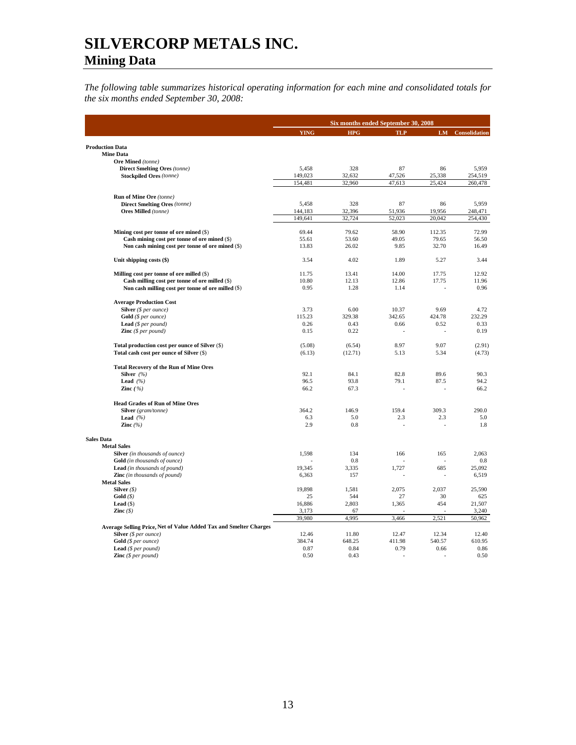# SILVERCORP METALS INC.

## Mining Data

*The following table summarizes historical operating information for each mine and consolidated totals for the six months ended September 30, 2008:*

| | Six months ended September 30, 2008 | | | | |
|---|---|---|---|---|---|
| | YING | HPG | TLP | LM | Consolidation |
| **Production Data** | | | | | |
| **Mine Data** | | | | | |
| **Ore Mined** *(tonne)* | | | | | |
| **Direct Smelting Ores** *(tonne)* | 5,458 | 328 | 87 | 86 | 5,959 |
| **Stockpiled Ores** *(tonne)* | 149,023 | 32,632 | 47,526 | 25,338 | 254,519 |
| | 154,481 | 32,960 | 47,613 | 25,424 | 260,478 |
| **Run of Mine Ore** *(tonne)* | | | | | |
| **Direct Smelting Ores** *(tonne)* | 5,458 | 328 | 87 | 86 | 5,959 |
| **Ores Milled** *(tonne)* | 144,183 | 32,396 | 51,936 | 19,956 | 248,471 |
| | 149,641 | 32,724 | 52,023 | 20,042 | 254,430 |
| **Mining cost per tonne of ore mined** ($) | 69.44 | 79.62 | 58.90 | 112.35 | 72.99 |
| **Cash mining cost per tonne of ore mined** ($) | 55.61 | 53.60 | 49.05 | 79.65 | 56.50 |
| **Non cash mining cost per tonne of ore mined** ($) | 13.83 | 26.02 | 9.85 | 32.70 | 16.49 |
| **Unit shipping costs ($)** | 3.54 | 4.02 | 1.89 | 5.27 | 3.44 |
| **Milling cost per tonne of ore milled** ($) | 11.75 | 13.41 | 14.00 | 17.75 | 12.92 |
| **Cash milling cost per tonne of ore milled** ($) | 10.80 | 12.13 | 12.86 | 17.75 | 11.96 |
| **Non cash milling cost per tonne of ore milled** ($) | 0.95 | 1.28 | 1.14 | - | 0.96 |
| **Average Production Cost** | | | | | |
| **Silver** *($ per ounce)* | 3.73 | 6.00 | 10.37 | 9.69 | 4.72 |
| **Gold** *($ per ounce)* | 115.23 | 329.38 | 342.65 | 424.78 | 232.29 |
| **Lead** *($ per pound)* | 0.26 | 0.43 | 0.66 | 0.52 | 0.33 |
| **Zinc** *($ per pound)* | 0.15 | 0.22 | - | - | 0.19 |
| **Total production cost per ounce of Silver** ($) | (5.08) | (6.54) | 8.97 | 9.07 | (2.91) |
| **Total cash cost per ounce of Silver** ($) | (6.13) | (12.71) | 5.13 | 5.34 | (4.73) |
| **Total Recovery of the Run of Mine Ores** | | | | | |
| **Silver** *(%)* | 92.1 | 84.1 | 82.8 | 89.6 | 90.3 |
| **Lead** *(%)* | 96.5 | 93.8 | 79.1 | 87.5 | 94.2 |
| **Zinc** *(%)* | 66.2 | 67.3 | - | - | 66.2 |
| **Head Grades of Run of Mine Ores** | | | | | |
| **Silver** *(gram/tonne)* | 364.2 | 146.9 | 159.4 | 309.3 | 290.0 |
| **Lead** *(%)* | 6.3 | 5.0 | 2.3 | 2.3 | 5.0 |
| **Zinc** *(%)* | 2.9 | 0.8 | - | - | 1.8 |
| **Sales Data** | | | | | |
| **Metal Sales** | | | | | |
| **Silver** *(in thousands of ounce)* | 1,598 | 134 | 166 | 165 | 2,063 |
| **Gold** *(in thousands of ounce)* | - | 0.8 | - | - | 0.8 |
| **Lead** *(in thousands of pound)* | 19,345 | 3,335 | 1,727 | 685 | 25,092 |
| **Zinc** *(in thousands of pound)* | 6,363 | 157 | - | - | 6,519 |
| **Metal Sales** | | | | | |
| **Silver** *($)* | 19,898 | 1,581 | 2,075 | 2,037 | 25,590 |
| **Gold** *($)* | 25 | 544 | 27 | 30 | 625 |
| **Lead** ($) | 16,886 | 2,803 | 1,365 | 454 | 21,507 |
| **Zinc** *($)* | 3,173 | 67 | - | - | 3,240 |
| | 39,980 | 4,995 | 3,466 | 2,521 | 50,962 |
| **Average Selling Price, Net of Value Added Tax and Smelter Charges** | | | | | |
| **Silver** *($ per ounce)* | 12.46 | 11.80 | 12.47 | 12.34 | 12.40 |
| **Gold** *($ per ounce)* | 384.74 | 648.25 | 411.98 | 540.57 | 610.95 |
| **Lead** *($ per pound)* | 0.87 | 0.84 | 0.79 | 0.66 | 0.86 |
| **Zinc** *($ per pound)* | 0.50 | 0.43 | - | - | 0.50 |